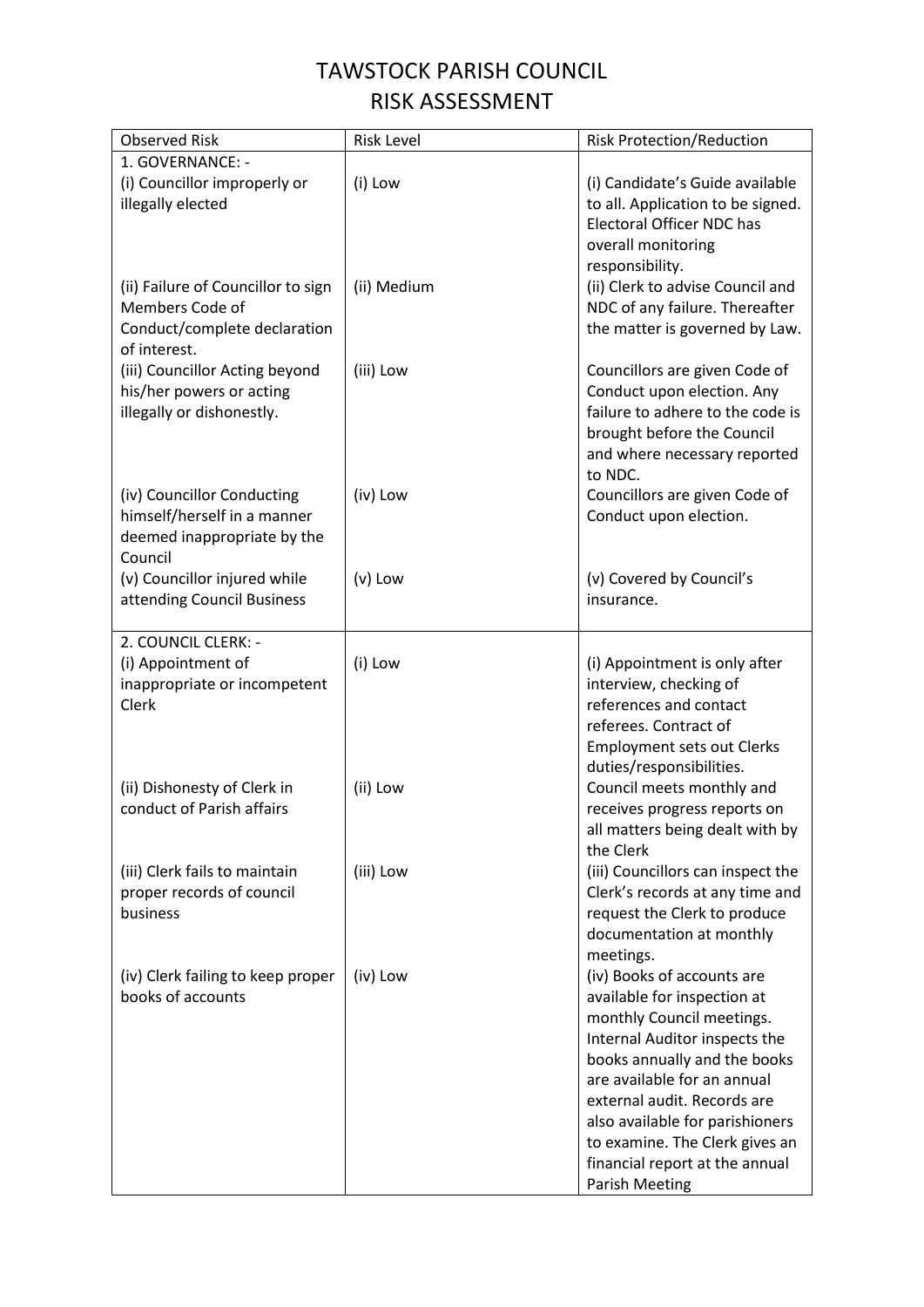# TAWSTOCK PARISH COUNCIL
# RISK ASSESSMENT

| Observed Risk | Risk Level | Risk Protection/Reduction |
|---|---|---|
| 1. GOVERNANCE: - | | |
| (i) Councillor improperly or illegally elected | (i) Low | (i) Candidate's Guide available to all. Application to be signed. Electoral Officer NDC has overall monitoring responsibility. |
| (ii) Failure of Councillor to sign Members Code of Conduct/complete declaration of interest. | (ii) Medium | (ii) Clerk to advise Council and NDC of any failure. Thereafter the matter is governed by Law. |
| (iii) Councillor Acting beyond his/her powers or acting illegally or dishonestly. | (iii) Low | Councillors are given Code of Conduct upon election. Any failure to adhere to the code is brought before the Council and where necessary reported to NDC. |
| (iv) Councillor Conducting himself/herself in a manner deemed inappropriate by the Council | (iv) Low | Councillors are given Code of Conduct upon election. |
| (v) Councillor injured while attending Council Business | (v) Low | (v) Covered by Council's insurance. |
| 2. COUNCIL CLERK: - | | |
| (i) Appointment of inappropriate or incompetent Clerk | (i) Low | (i) Appointment is only after interview, checking of references and contact referees. Contract of Employment sets out Clerks duties/responsibilities. |
| (ii) Dishonesty of Clerk in conduct of Parish affairs | (ii) Low | Council meets monthly and receives progress reports on all matters being dealt with by the Clerk |
| (iii) Clerk fails to maintain proper records of council business | (iii) Low | (iii) Councillors can inspect the Clerk's records at any time and request the Clerk to produce documentation at monthly meetings. |
| (iv) Clerk failing to keep proper books of accounts | (iv) Low | (iv) Books of accounts are available for inspection at monthly Council meetings. Internal Auditor inspects the books annually and the books are available for an annual external audit. Records are also available for parishioners to examine. The Clerk gives an financial report at the annual Parish Meeting |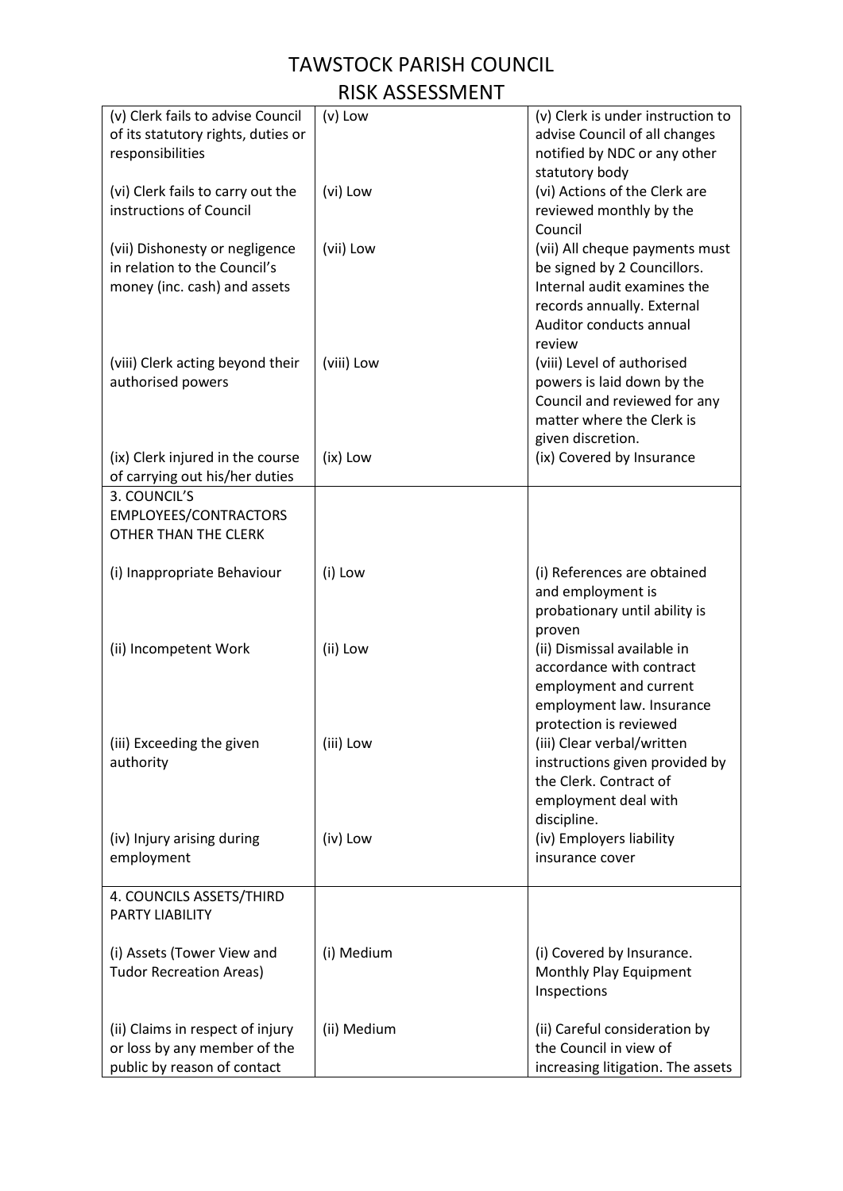# TAWSTOCK PARISH COUNCIL
## RISK ASSESSMENT

| | | |
|---|---|---|
| (v) Clerk fails to advise Council of its statutory rights, duties or responsibilities | (v) Low | (v) Clerk is under instruction to advise Council of all changes notified by NDC or any other statutory body |
| (vi) Clerk fails to carry out the instructions of Council | (vi) Low | (vi) Actions of the Clerk are reviewed monthly by the Council |
| (vii) Dishonesty or negligence in relation to the Council's money (inc. cash) and assets | (vii) Low | (vii) All cheque payments must be signed by 2 Councillors. Internal audit examines the records annually. External Auditor conducts annual review |
| (viii) Clerk acting beyond their authorised powers | (viii) Low | (viii) Level of authorised powers is laid down by the Council and reviewed for any matter where the Clerk is given discretion. |
| (ix) Clerk injured in the course of carrying out his/her duties | (ix) Low | (ix) Covered by Insurance |
| 3. COUNCIL'S EMPLOYEES/CONTRACTORS OTHER THAN THE CLERK | | |
| (i) Inappropriate Behaviour | (i) Low | (i) References are obtained and employment is probationary until ability is proven |
| (ii) Incompetent Work | (ii) Low | (ii) Dismissal available in accordance with contract employment and current employment law. Insurance protection is reviewed |
| (iii) Exceeding the given authority | (iii) Low | (iii) Clear verbal/written instructions given provided by the Clerk. Contract of employment deal with discipline. |
| (iv) Injury arising during employment | (iv) Low | (iv) Employers liability insurance cover |
| 4. COUNCILS ASSETS/THIRD PARTY LIABILITY | | |
| (i) Assets (Tower View and Tudor Recreation Areas) | (i) Medium | (i) Covered by Insurance. Monthly Play Equipment Inspections |
| (ii) Claims in respect of injury or loss by any member of the public by reason of contact | (ii) Medium | (ii) Careful consideration by the Council in view of increasing litigation. The assets |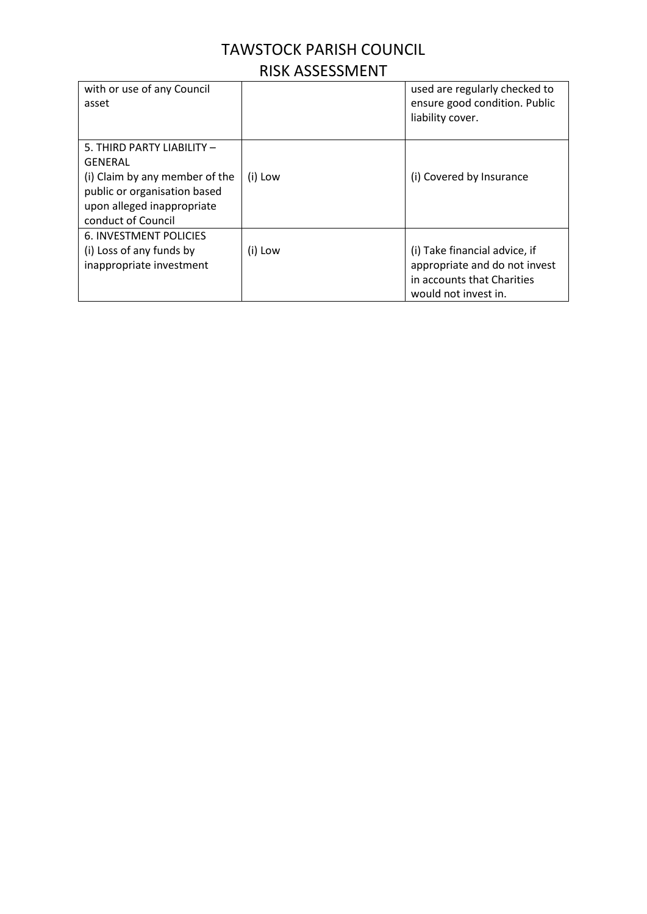# TAWSTOCK PARISH COUNCIL

## RISK ASSESSMENT

| | | |
|---|---|---|
| with or use of any Council asset | | used are regularly checked to ensure good condition. Public liability cover. |
| 5. THIRD PARTY LIABILITY – GENERAL<br>(i) Claim by any member of the public or organisation based upon alleged inappropriate conduct of Council | (i) Low | (i) Covered by Insurance |
| 6. INVESTMENT POLICIES<br>(i) Loss of any funds by inappropriate investment | (i) Low | (i) Take financial advice, if appropriate and do not invest in accounts that Charities would not invest in. |